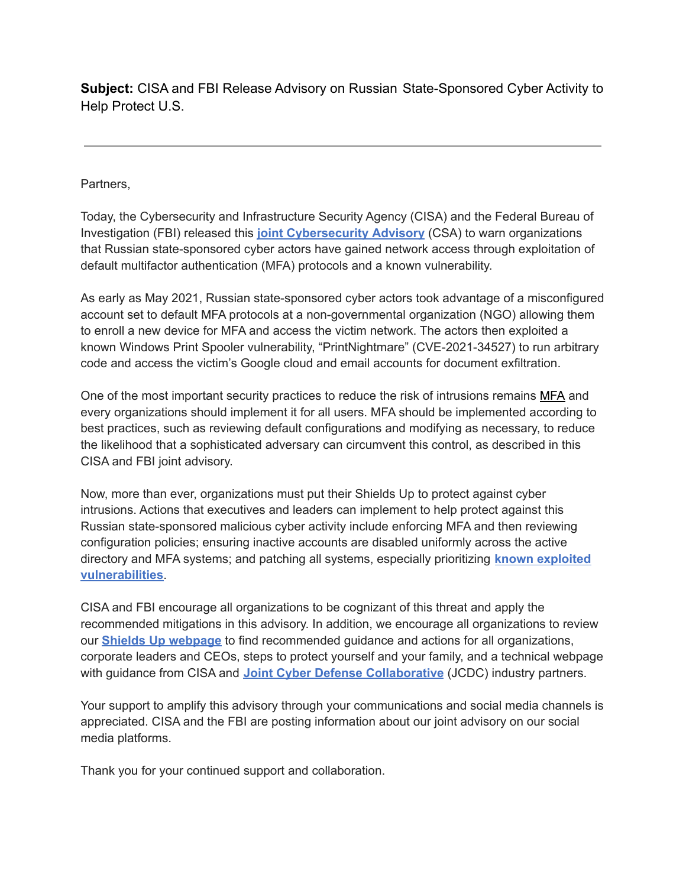**Subject:** CISA and FBI Release Advisory on Russian State-Sponsored Cyber Activity to Help Protect U.S.

---

Partners,

Today, the Cybersecurity and Infrastructure Security Agency (CISA) and the Federal Bureau of Investigation (FBI) released this **joint Cybersecurity Advisory** (CSA) to warn organizations that Russian state-sponsored cyber actors have gained network access through exploitation of default multifactor authentication (MFA) protocols and a known vulnerability.

As early as May 2021, Russian state-sponsored cyber actors took advantage of a misconfigured account set to default MFA protocols at a non-governmental organization (NGO) allowing them to enroll a new device for MFA and access the victim network. The actors then exploited a known Windows Print Spooler vulnerability, "PrintNightmare" (CVE-2021-34527) to run arbitrary code and access the victim's Google cloud and email accounts for document exfiltration.

One of the most important security practices to reduce the risk of intrusions remains MFA and every organizations should implement it for all users. MFA should be implemented according to best practices, such as reviewing default configurations and modifying as necessary, to reduce the likelihood that a sophisticated adversary can circumvent this control, as described in this CISA and FBI joint advisory.

Now, more than ever, organizations must put their Shields Up to protect against cyber intrusions. Actions that executives and leaders can implement to help protect against this Russian state-sponsored malicious cyber activity include enforcing MFA and then reviewing configuration policies; ensuring inactive accounts are disabled uniformly across the active directory and MFA systems; and patching all systems, especially prioritizing **known exploited vulnerabilities**.

CISA and FBI encourage all organizations to be cognizant of this threat and apply the recommended mitigations in this advisory. In addition, we encourage all organizations to review our **Shields Up webpage** to find recommended guidance and actions for all organizations, corporate leaders and CEOs, steps to protect yourself and your family, and a technical webpage with guidance from CISA and **Joint Cyber Defense Collaborative** (JCDC) industry partners.

Your support to amplify this advisory through your communications and social media channels is appreciated. CISA and the FBI are posting information about our joint advisory on our social media platforms.

Thank you for your continued support and collaboration.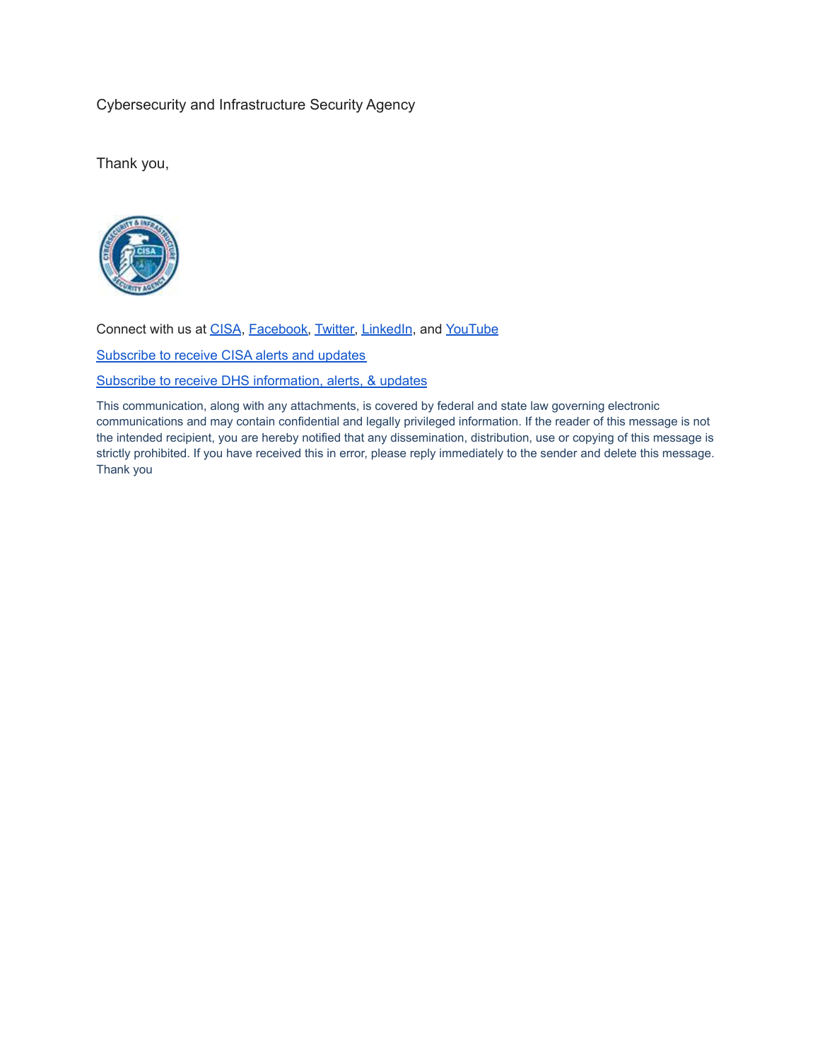Cybersecurity and Infrastructure Security Agency

Thank you,

Connect with us at CISA, Facebook, Twitter, LinkedIn, and YouTube

Subscribe to receive CISA alerts and updates

Subscribe to receive DHS information, alerts, & updates

This communication, along with any attachments, is covered by federal and state law governing electronic communications and may contain confidential and legally privileged information. If the reader of this message is not the intended recipient, you are hereby notified that any dissemination, distribution, use or copying of this message is strictly prohibited. If you have received this in error, please reply immediately to the sender and delete this message. Thank you